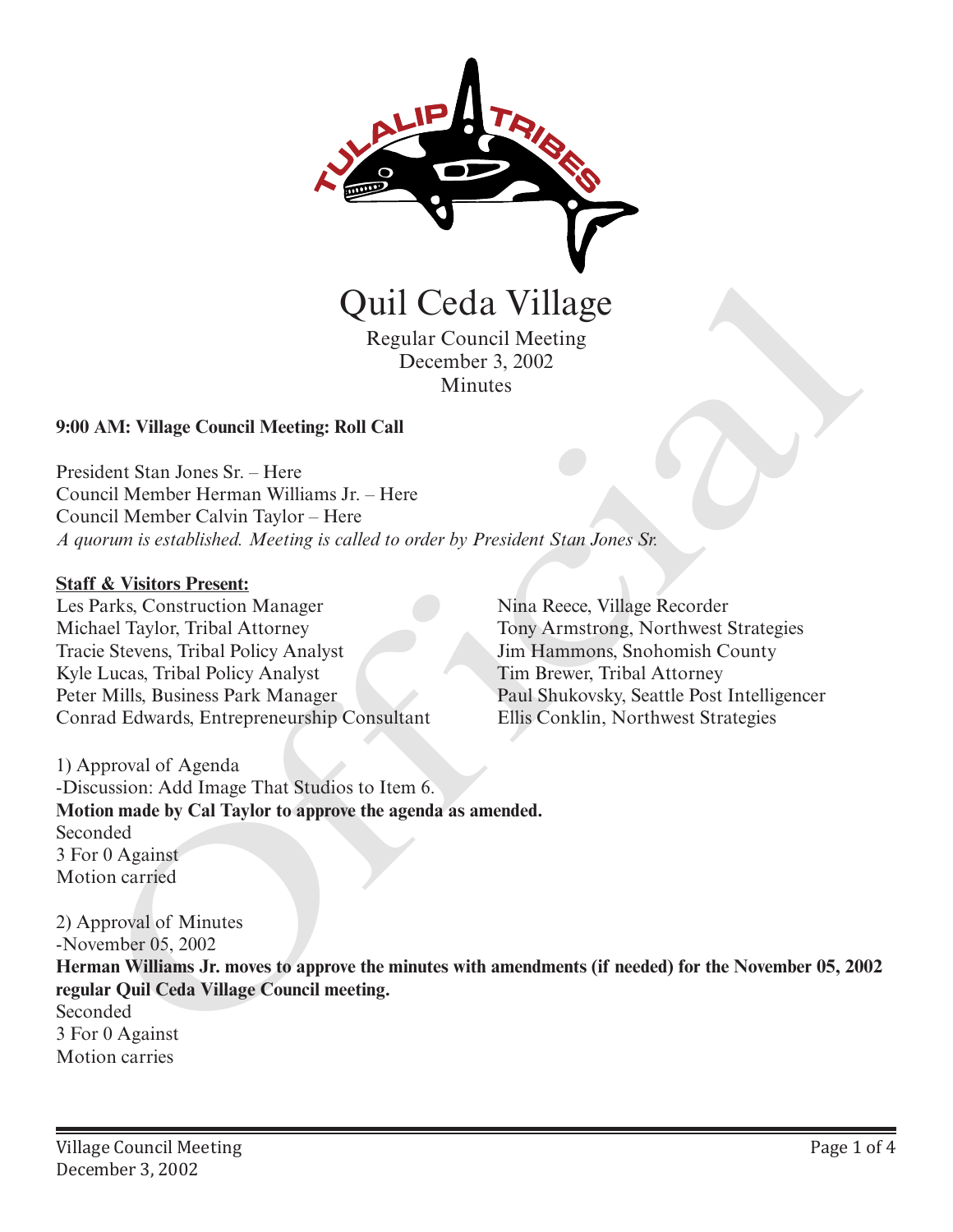# Quil Ceda Village

Regular Council Meeting
December 3, 2002
Minutes

**9:00 AM: Village Council Meeting: Roll Call**

President Stan Jones Sr. – Here
Council Member Herman Williams Jr. – Here
Council Member Calvin Taylor – Here
*A quorum is established. Meeting is called to order by President Stan Jones Sr.*

**Staff & Visitors Present:**

Les Parks, Construction Manager
Michael Taylor, Tribal Attorney
Tracie Stevens, Tribal Policy Analyst
Kyle Lucas, Tribal Policy Analyst
Peter Mills, Business Park Manager
Conrad Edwards, Entrepreneurship Consultant
Nina Reece, Village Recorder
Tony Armstrong, Northwest Strategies
Jim Hammons, Snohomish County
Tim Brewer, Tribal Attorney
Paul Shukovsky, Seattle Post Intelligencer
Ellis Conklin, Northwest Strategies

1) Approval of Agenda
-Discussion: Add Image That Studios to Item 6.
**Motion made by Cal Taylor to approve the agenda as amended.**
Seconded
3 For 0 Against
Motion carried

2) Approval of Minutes
-November 05, 2002
**Herman Williams Jr. moves to approve the minutes with amendments (if needed) for the November 05, 2002 regular Quil Ceda Village Council meeting.**
Seconded
3 For 0 Against
Motion carries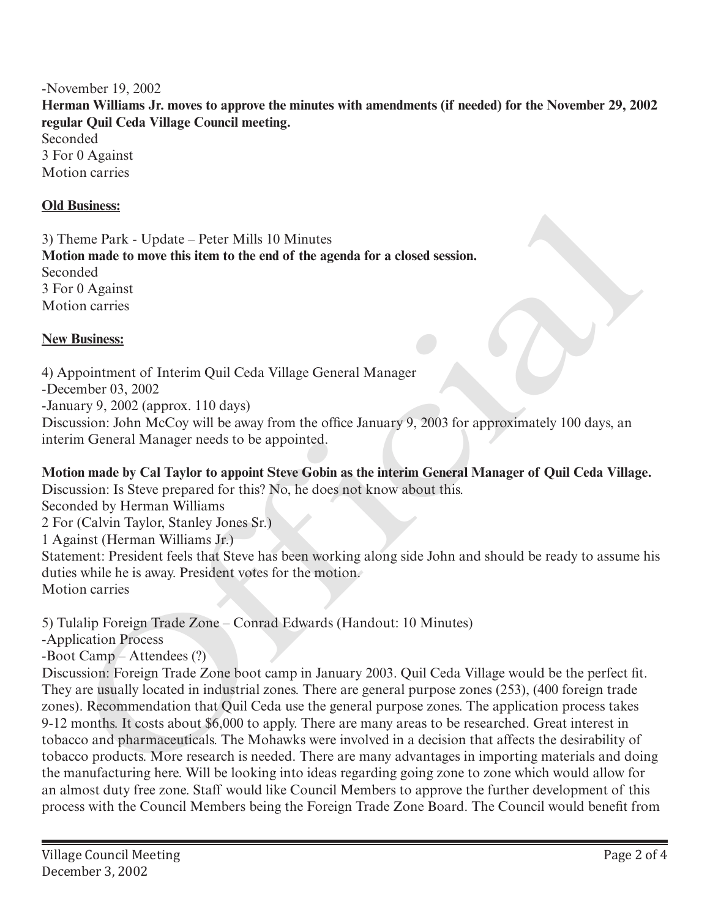-November 19, 2002

**Herman Williams Jr. moves to approve the minutes with amendments (if needed) for the November 29, 2002 regular Quil Ceda Village Council meeting.**
Seconded
3 For 0 Against
Motion carries

**Old Business:**

3) Theme Park - Update – Peter Mills 10 Minutes
**Motion made to move this item to the end of the agenda for a closed session.**
Seconded
3 For 0 Against
Motion carries

**New Business:**

4) Appointment of Interim Quil Ceda Village General Manager
-December 03, 2002
-January 9, 2002 (approx. 110 days)
Discussion: John McCoy will be away from the office January 9, 2003 for approximately 100 days, an interim General Manager needs to be appointed.

**Motion made by Cal Taylor to appoint Steve Gobin as the interim General Manager of Quil Ceda Village.**
Discussion: Is Steve prepared for this? No, he does not know about this.
Seconded by Herman Williams
2 For (Calvin Taylor, Stanley Jones Sr.)
1 Against (Herman Williams Jr.)
Statement: President feels that Steve has been working along side John and should be ready to assume his duties while he is away. President votes for the motion.
Motion carries

5) Tulalip Foreign Trade Zone – Conrad Edwards (Handout: 10 Minutes)
-Application Process
-Boot Camp – Attendees (?)
Discussion: Foreign Trade Zone boot camp in January 2003. Quil Ceda Village would be the perfect fit. They are usually located in industrial zones. There are general purpose zones (253), (400 foreign trade zones). Recommendation that Quil Ceda use the general purpose zones. The application process takes 9-12 months. It costs about $6,000 to apply. There are many areas to be researched. Great interest in tobacco and pharmaceuticals. The Mohawks were involved in a decision that affects the desirability of tobacco products. More research is needed. There are many advantages in importing materials and doing the manufacturing here. Will be looking into ideas regarding going zone to zone which would allow for an almost duty free zone. Staff would like Council Members to approve the further development of this process with the Council Members being the Foreign Trade Zone Board. The Council would benefit from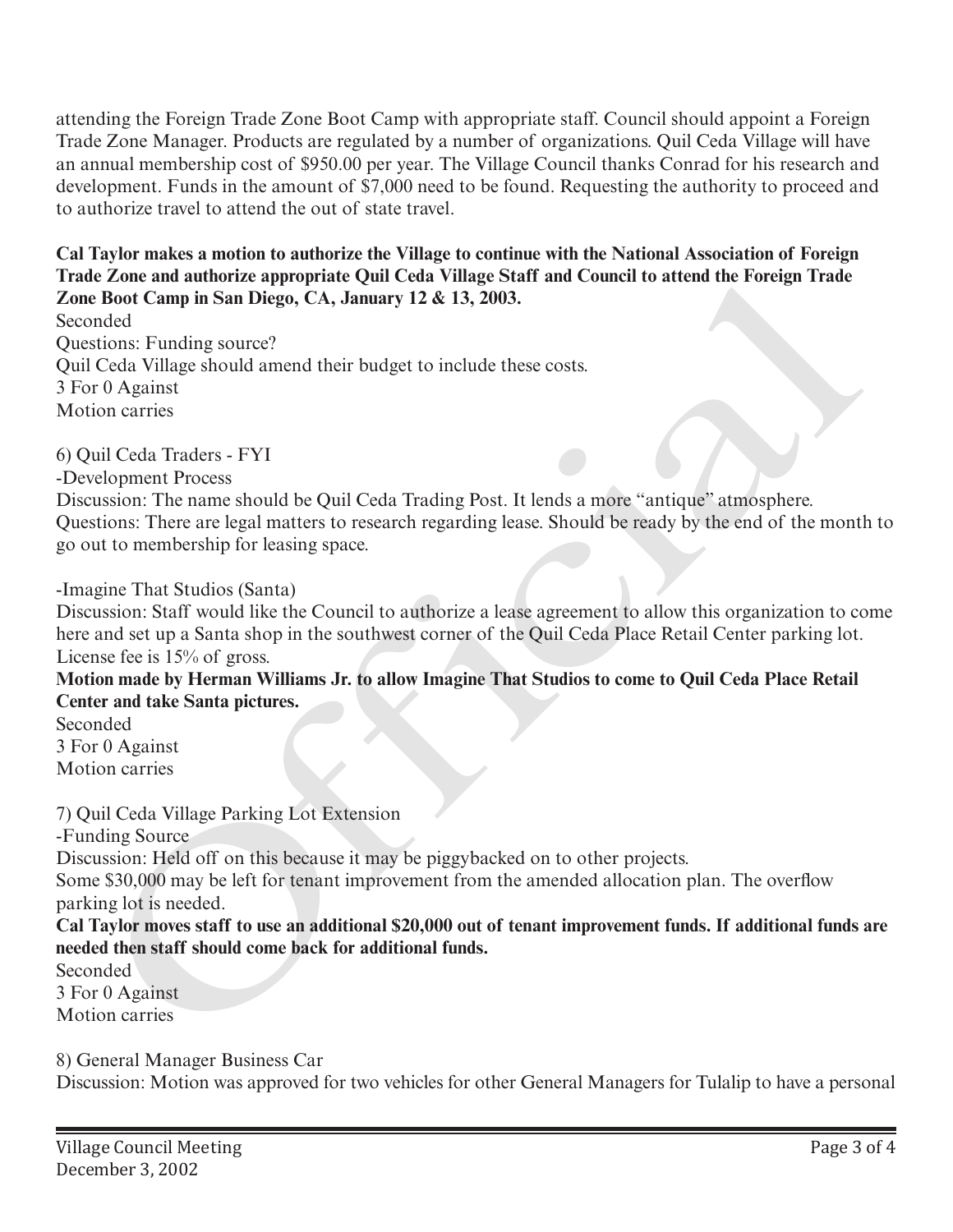attending the Foreign Trade Zone Boot Camp with appropriate staff. Council should appoint a Foreign Trade Zone Manager. Products are regulated by a number of organizations. Quil Ceda Village will have an annual membership cost of $950.00 per year. The Village Council thanks Conrad for his research and development. Funds in the amount of $7,000 need to be found. Requesting the authority to proceed and to authorize travel to attend the out of state travel.

**Cal Taylor makes a motion to authorize the Village to continue with the National Association of Foreign Trade Zone and authorize appropriate Quil Ceda Village Staff and Council to attend the Foreign Trade Zone Boot Camp in San Diego, CA, January 12 & 13, 2003.**
Seconded
Questions: Funding source?
Quil Ceda Village should amend their budget to include these costs.
3 For 0 Against
Motion carries

6) Quil Ceda Traders - FYI
-Development Process
Discussion: The name should be Quil Ceda Trading Post. It lends a more "antique" atmosphere.
Questions: There are legal matters to research regarding lease. Should be ready by the end of the month to go out to membership for leasing space.

-Imagine That Studios (Santa)
Discussion: Staff would like the Council to authorize a lease agreement to allow this organization to come here and set up a Santa shop in the southwest corner of the Quil Ceda Place Retail Center parking lot. License fee is 15% of gross.
**Motion made by Herman Williams Jr. to allow Imagine That Studios to come to Quil Ceda Place Retail Center and take Santa pictures.**
Seconded
3 For 0 Against
Motion carries

7) Quil Ceda Village Parking Lot Extension
-Funding Source
Discussion: Held off on this because it may be piggybacked on to other projects.
Some $30,000 may be left for tenant improvement from the amended allocation plan. The overflow parking lot is needed.
**Cal Taylor moves staff to use an additional $20,000 out of tenant improvement funds. If additional funds are needed then staff should come back for additional funds.**
Seconded
3 For 0 Against
Motion carries

8) General Manager Business Car
Discussion: Motion was approved for two vehicles for other General Managers for Tulalip to have a personal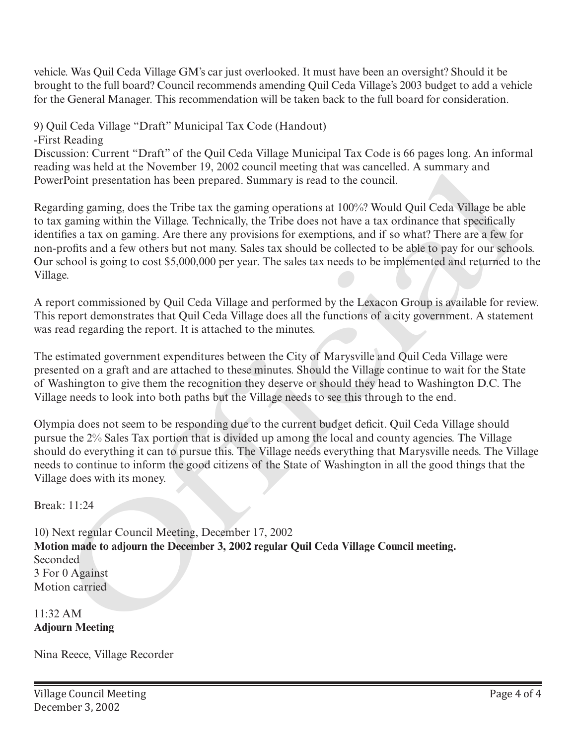vehicle. Was Quil Ceda Village GM's car just overlooked. It must have been an oversight? Should it be brought to the full board? Council recommends amending Quil Ceda Village's 2003 budget to add a vehicle for the General Manager. This recommendation will be taken back to the full board for consideration.

9) Quil Ceda Village "Draft" Municipal Tax Code (Handout)
-First Reading
Discussion: Current "Draft" of the Quil Ceda Village Municipal Tax Code is 66 pages long. An informal reading was held at the November 19, 2002 council meeting that was cancelled. A summary and PowerPoint presentation has been prepared. Summary is read to the council.

Regarding gaming, does the Tribe tax the gaming operations at 100%? Would Quil Ceda Village be able to tax gaming within the Village. Technically, the Tribe does not have a tax ordinance that specifically identifies a tax on gaming. Are there any provisions for exemptions, and if so what? There are a few for non-profits and a few others but not many. Sales tax should be collected to be able to pay for our schools. Our school is going to cost $5,000,000 per year. The sales tax needs to be implemented and returned to the Village.

A report commissioned by Quil Ceda Village and performed by the Lexacon Group is available for review. This report demonstrates that Quil Ceda Village does all the functions of a city government. A statement was read regarding the report. It is attached to the minutes.

The estimated government expenditures between the City of Marysville and Quil Ceda Village were presented on a graft and are attached to these minutes. Should the Village continue to wait for the State of Washington to give them the recognition they deserve or should they head to Washington D.C. The Village needs to look into both paths but the Village needs to see this through to the end.

Olympia does not seem to be responding due to the current budget deficit. Quil Ceda Village should pursue the 2% Sales Tax portion that is divided up among the local and county agencies. The Village should do everything it can to pursue this. The Village needs everything that Marysville needs. The Village needs to continue to inform the good citizens of the State of Washington in all the good things that the Village does with its money.

Break: 11:24

10) Next regular Council Meeting, December 17, 2002
**Motion made to adjourn the December 3, 2002 regular Quil Ceda Village Council meeting.**
Seconded
3 For 0 Against
Motion carried

11:32 AM
**Adjourn Meeting**

Nina Reece, Village Recorder